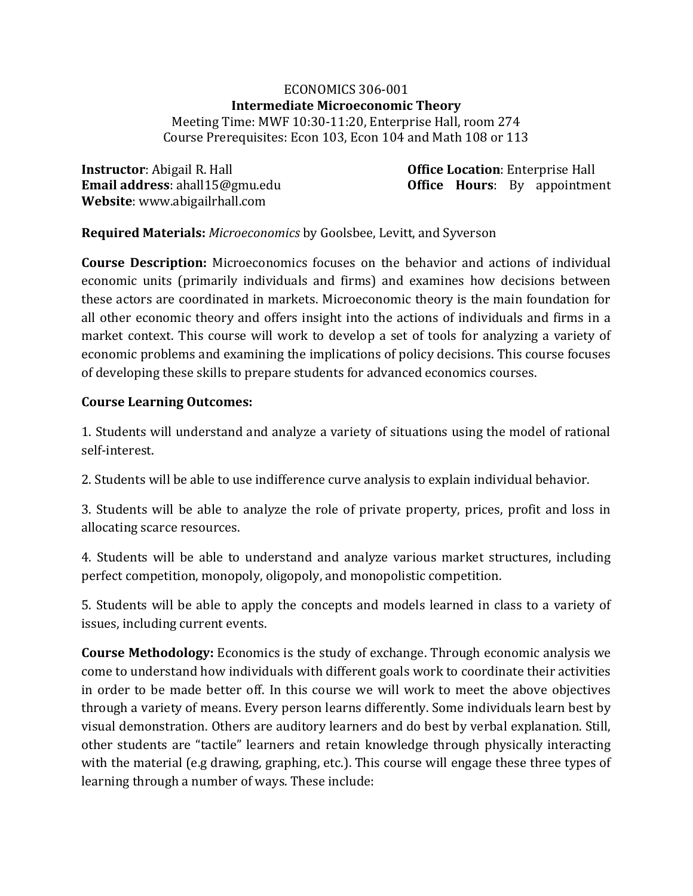# ECONOMICS 306-001

## Intermediate Microeconomic Theory

Meeting Time: MWF 10:30-11:20, Enterprise Hall, room 274
Course Prerequisites: Econ 103, Econ 104 and Math 108 or 113

**Instructor**: Abigail R. Hall
**Email address**: ahall15@gmu.edu
**Website**: www.abigailrhall.com

**Office Location**: Enterprise Hall
**Office Hours**: By appointment

**Required Materials:** *Microeconomics* by Goolsbee, Levitt, and Syverson

**Course Description:** Microeconomics focuses on the behavior and actions of individual economic units (primarily individuals and firms) and examines how decisions between these actors are coordinated in markets. Microeconomic theory is the main foundation for all other economic theory and offers insight into the actions of individuals and firms in a market context. This course will work to develop a set of tools for analyzing a variety of economic problems and examining the implications of policy decisions. This course focuses of developing these skills to prepare students for advanced economics courses.

**Course Learning Outcomes:**

1. Students will understand and analyze a variety of situations using the model of rational self-interest.

2. Students will be able to use indifference curve analysis to explain individual behavior.

3. Students will be able to analyze the role of private property, prices, profit and loss in allocating scarce resources.

4. Students will be able to understand and analyze various market structures, including perfect competition, monopoly, oligopoly, and monopolistic competition.

5. Students will be able to apply the concepts and models learned in class to a variety of issues, including current events.

**Course Methodology:** Economics is the study of exchange. Through economic analysis we come to understand how individuals with different goals work to coordinate their activities in order to be made better off. In this course we will work to meet the above objectives through a variety of means. Every person learns differently. Some individuals learn best by visual demonstration. Others are auditory learners and do best by verbal explanation. Still, other students are "tactile" learners and retain knowledge through physically interacting with the material (e.g drawing, graphing, etc.). This course will engage these three types of learning through a number of ways. These include: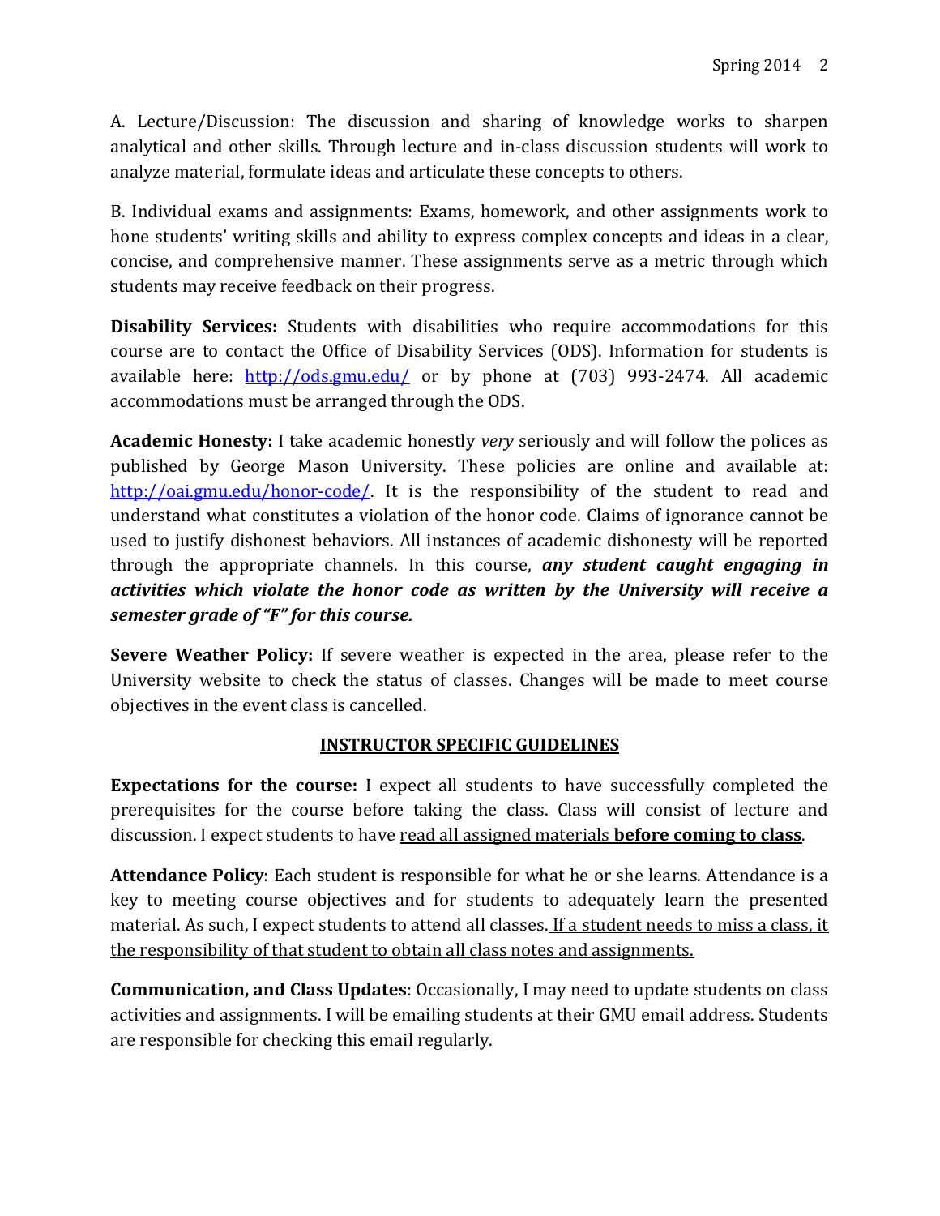A. Lecture/Discussion: The discussion and sharing of knowledge works to sharpen analytical and other skills. Through lecture and in-class discussion students will work to analyze material, formulate ideas and articulate these concepts to others.

B. Individual exams and assignments: Exams, homework, and other assignments work to hone students' writing skills and ability to express complex concepts and ideas in a clear, concise, and comprehensive manner. These assignments serve as a metric through which students may receive feedback on their progress.

**Disability Services:** Students with disabilities who require accommodations for this course are to contact the Office of Disability Services (ODS). Information for students is available here: [http://ods.gmu.edu/](http://ods.gmu.edu/) or by phone at (703) 993-2474. All academic accommodations must be arranged through the ODS.

**Academic Honesty:** I take academic honestly *very* seriously and will follow the polices as published by George Mason University. These policies are online and available at: [http://oai.gmu.edu/honor-code/](http://oai.gmu.edu/honor-code/). It is the responsibility of the student to read and understand what constitutes a violation of the honor code. Claims of ignorance cannot be used to justify dishonest behaviors. All instances of academic dishonesty will be reported through the appropriate channels. In this course, ***any student caught engaging in activities which violate the honor code as written by the University will receive a semester grade of "F" for this course.***

**Severe Weather Policy:** If severe weather is expected in the area, please refer to the University website to check the status of classes. Changes will be made to meet course objectives in the event class is cancelled.

## INSTRUCTOR SPECIFIC GUIDELINES

**Expectations for the course:** I expect all students to have successfully completed the prerequisites for the course before taking the class. Class will consist of lecture and discussion. I expect students to have <u>read all assigned materials **before coming to class**</u>.

**Attendance Policy**: Each student is responsible for what he or she learns. Attendance is a key to meeting course objectives and for students to adequately learn the presented material. As such, I expect students to attend all classes. <u>If a student needs to miss a class, it the responsibility of that student to obtain all class notes and assignments.</u>

**Communication, and Class Updates**: Occasionally, I may need to update students on class activities and assignments. I will be emailing students at their GMU email address. Students are responsible for checking this email regularly.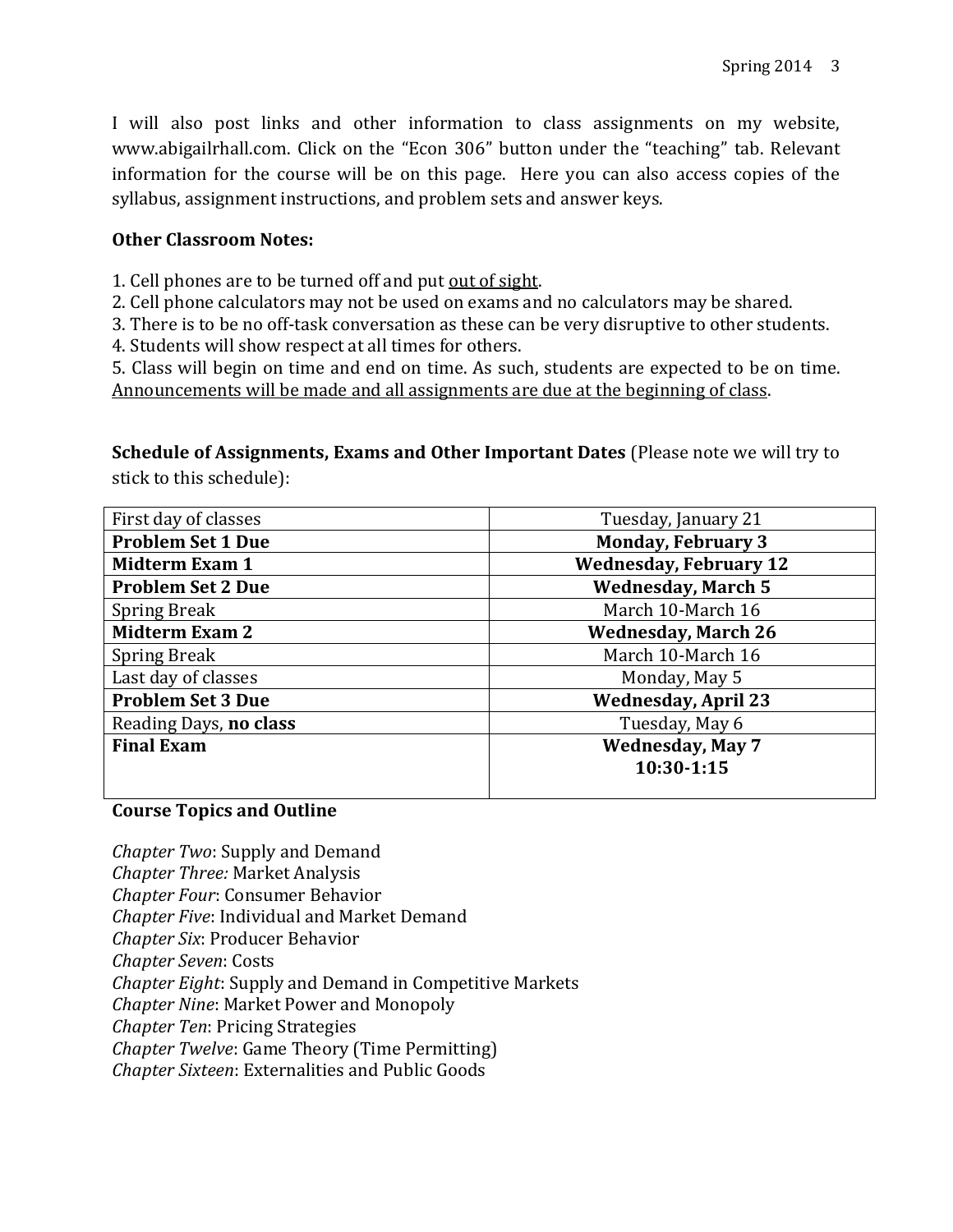I will also post links and other information to class assignments on my website, www.abigailrhall.com. Click on the "Econ 306" button under the "teaching" tab. Relevant information for the course will be on this page. Here you can also access copies of the syllabus, assignment instructions, and problem sets and answer keys.

**Other Classroom Notes:**

1. Cell phones are to be turned off and put <u>out of sight</u>.
2. Cell phone calculators may not be used on exams and no calculators may be shared.
3. There is to be no off-task conversation as these can be very disruptive to other students.
4. Students will show respect at all times for others.
5. Class will begin on time and end on time. As such, students are expected to be on time. <u>Announcements will be made and all assignments are due at the beginning of class</u>.

**Schedule of Assignments, Exams and Other Important Dates** (Please note we will try to stick to this schedule):

| | |
|---|---|
| First day of classes | Tuesday, January 21 |
| **Problem Set 1 Due** | **Monday, February 3** |
| **Midterm Exam 1** | **Wednesday, February 12** |
| **Problem Set 2 Due** | **Wednesday, March 5** |
| Spring Break | March 10-March 16 |
| **Midterm Exam 2** | **Wednesday, March 26** |
| Spring Break | March 10-March 16 |
| Last day of classes | Monday, May 5 |
| **Problem Set 3 Due** | **Wednesday, April 23** |
| Reading Days, **no class** | Tuesday, May 6 |
| **Final Exam** | **Wednesday, May 7 10:30-1:15** |

**Course Topics and Outline**

*Chapter Two*: Supply and Demand
*Chapter Three:* Market Analysis
*Chapter Four*: Consumer Behavior
*Chapter Five*: Individual and Market Demand
*Chapter Six*: Producer Behavior
*Chapter Seven*: Costs
*Chapter Eight*: Supply and Demand in Competitive Markets
*Chapter Nine*: Market Power and Monopoly
*Chapter Ten*: Pricing Strategies
*Chapter Twelve*: Game Theory (Time Permitting)
*Chapter Sixteen*: Externalities and Public Goods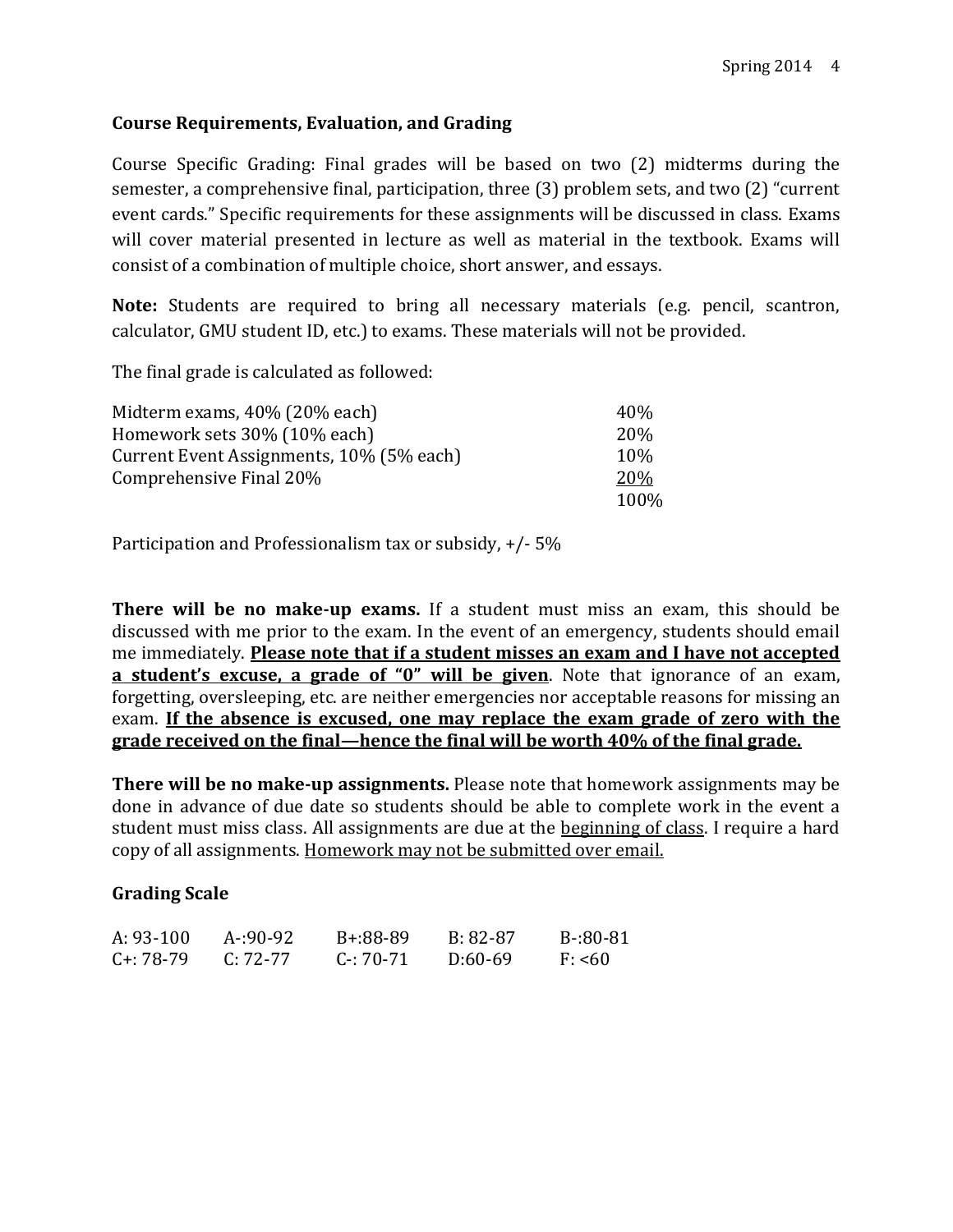## Course Requirements, Evaluation, and Grading

Course Specific Grading: Final grades will be based on two (2) midterms during the semester, a comprehensive final, participation, three (3) problem sets, and two (2) "current event cards." Specific requirements for these assignments will be discussed in class. Exams will cover material presented in lecture as well as material in the textbook. Exams will consist of a combination of multiple choice, short answer, and essays.

**Note:** Students are required to bring all necessary materials (e.g. pencil, scantron, calculator, GMU student ID, etc.) to exams. These materials will not be provided.

The final grade is calculated as followed:

| | |
|---|---|
| Midterm exams, 40% (20% each) | 40% |
| Homework sets 30% (10% each) | 20% |
| Current Event Assignments, 10% (5% each) | 10% |
| Comprehensive Final 20% | <u>20%</u> |
| | 100% |

Participation and Professionalism tax or subsidy, +/- 5%

**There will be no make-up exams.** If a student must miss an exam, this should be discussed with me prior to the exam. In the event of an emergency, students should email me immediately. **<u>Please note that if a student misses an exam and I have not accepted a student's excuse, a grade of "0" will be given</u>**. Note that ignorance of an exam, forgetting, oversleeping, etc. are neither emergencies nor acceptable reasons for missing an exam. **<u>If the absence is excused, one may replace the exam grade of zero with the grade received on the final—hence the final will be worth 40% of the final grade.</u>**

**There will be no make-up assignments.** Please note that homework assignments may be done in advance of due date so students should be able to complete work in the event a student must miss class. All assignments are due at the <u>beginning of class</u>. I require a hard copy of all assignments. <u>Homework may not be submitted over email.</u>

### Grading Scale

| | | | | |
|---|---|---|---|---|
| A: 93-100 | A-:90-92 | B+:88-89 | B: 82-87 | B-:80-81 |
| C+: 78-79 | C: 72-77 | C-: 70-71 | D:60-69 | F: <60 |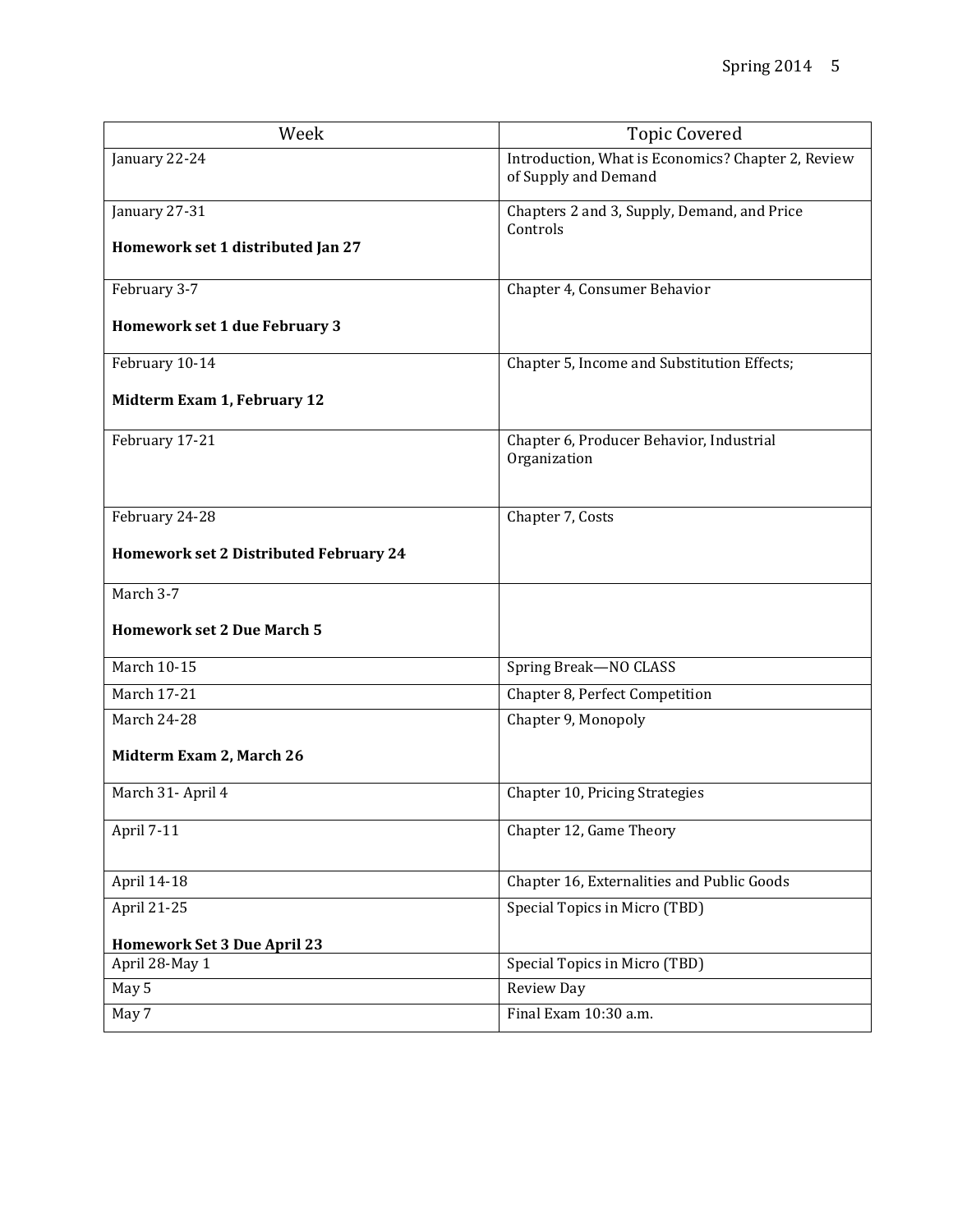| Week | Topic Covered |
| --- | --- |
| January 22-24 | Introduction, What is Economics? Chapter 2, Review of Supply and Demand |
| January 27-31<br><br>**Homework set 1 distributed Jan 27** | Chapters 2 and 3, Supply, Demand, and Price Controls |
| February 3-7<br><br>**Homework set 1 due February 3** | Chapter 4, Consumer Behavior |
| February 10-14<br><br>**Midterm Exam 1, February 12** | Chapter 5, Income and Substitution Effects; |
| February 17-21 | Chapter 6, Producer Behavior, Industrial Organization |
| February 24-28<br><br>**Homework set 2 Distributed February 24** | Chapter 7, Costs |
| March 3-7<br><br>**Homework set 2 Due March 5** | |
| March 10-15 | Spring Break—NO CLASS |
| March 17-21 | Chapter 8, Perfect Competition |
| March 24-28<br><br>**Midterm Exam 2, March 26** | Chapter 9, Monopoly |
| March 31- April 4 | Chapter 10, Pricing Strategies |
| April 7-11 | Chapter 12, Game Theory |
| April 14-18 | Chapter 16, Externalities and Public Goods |
| April 21-25<br><br>**Homework Set 3 Due April 23** | Special Topics in Micro (TBD) |
| April 28-May 1 | Special Topics in Micro (TBD) |
| May 5 | Review Day |
| May 7 | Final Exam 10:30 a.m. |